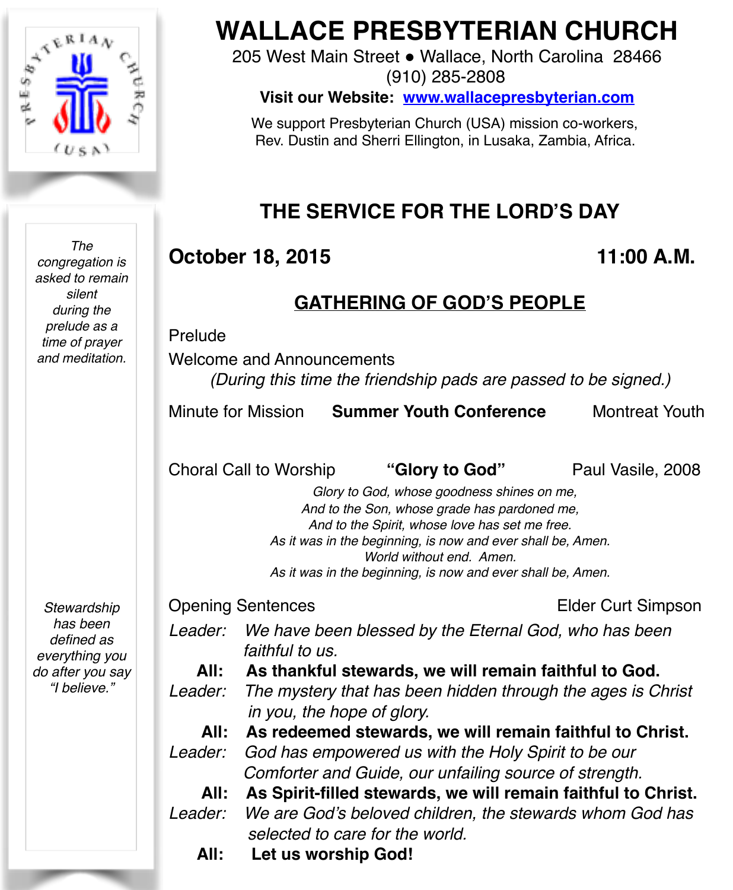# WALLACE PRESBYTERIAN CHURCH

205 West Main Street ● Wallace, North Carolina 28466
(910) 285-2808

**Visit our Website: www.wallacepresbyterian.com**

We support Presbyterian Church (USA) mission co-workers, Rev. Dustin and Sherri Ellington, in Lusaka, Zambia, Africa.

## THE SERVICE FOR THE LORD'S DAY

**October 18, 2015** **11:00 A.M.**

## GATHERING OF GOD'S PEOPLE

*The congregation is asked to remain silent during the prelude as a time of prayer and meditation.*

Prelude

Welcome and Announcements

*(During this time the friendship pads are passed to be signed.)*

Minute for Mission **Summer Youth Conference** Montreat Youth

Choral Call to Worship **"Glory to God"** Paul Vasile, 2008

*Glory to God, whose goodness shines on me,*
*And to the Son, whose grade has pardoned me,*
*And to the Spirit, whose love has set me free.*
*As it was in the beginning, is now and ever shall be, Amen.*
*World without end. Amen.*
*As it was in the beginning, is now and ever shall be, Amen.*

*Stewardship has been defined as everything you do after you say "I believe."*

Opening Sentences Elder Curt Simpson

Leader: *We have been blessed by the Eternal God, who has been faithful to us.*

**All: As thankful stewards, we will remain faithful to God.**

Leader: *The mystery that has been hidden through the ages is Christ in you, the hope of glory.*

**All: As redeemed stewards, we will remain faithful to Christ.**

Leader: *God has empowered us with the Holy Spirit to be our Comforter and Guide, our unfailing source of strength.*

**All: As Spirit-filled stewards, we will remain faithful to Christ.**

Leader: *We are God's beloved children, the stewards whom God has selected to care for the world.*

**All: Let us worship God!**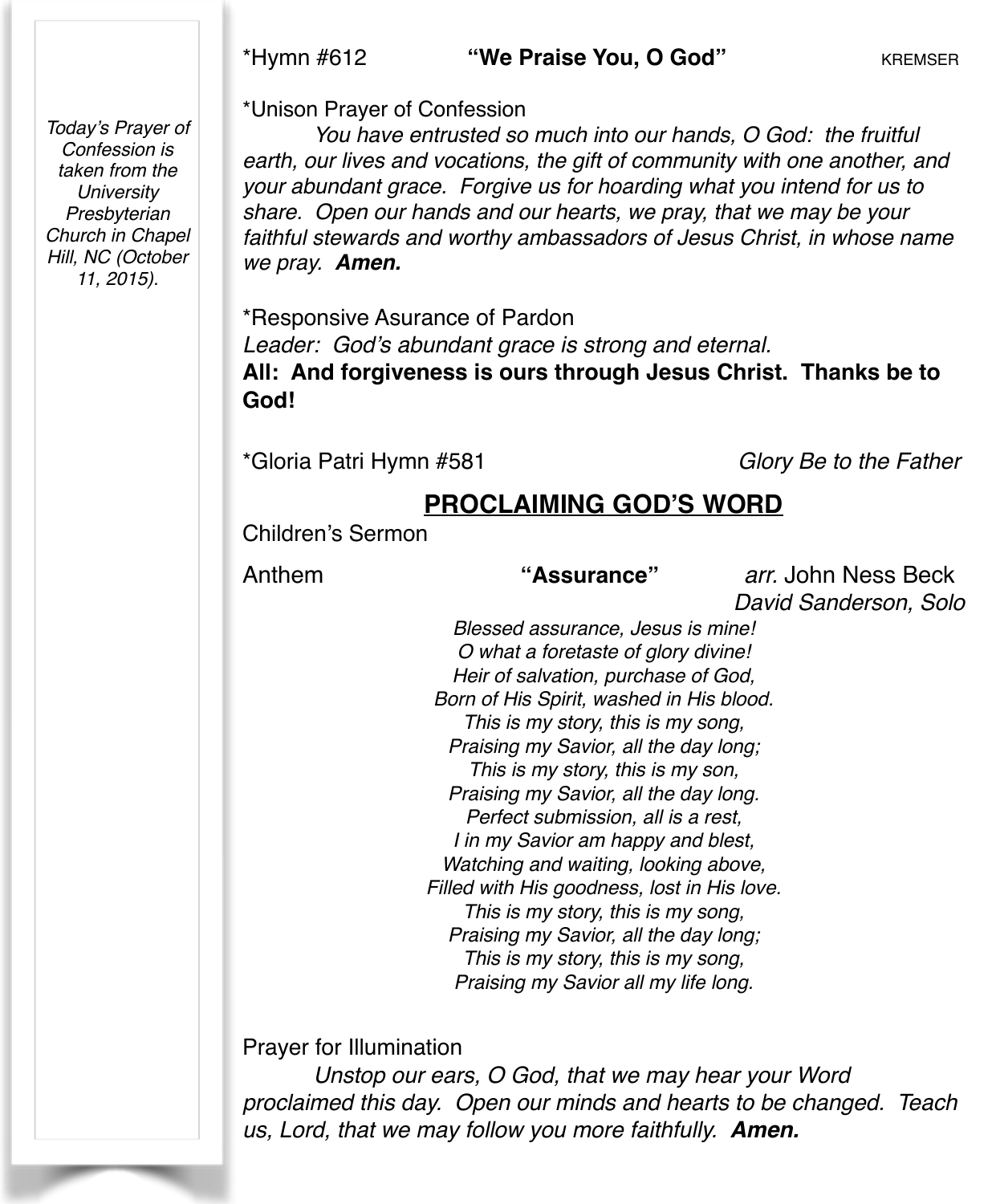*Hymn #612 **"We Praise You, O God"** KREMSER

*Unison Prayer of Confession

*You have entrusted so much into our hands, O God: the fruitful earth, our lives and vocations, the gift of community with one another, and your abundant grace. Forgive us for hoarding what you intend for us to share. Open our hands and our hearts, we pray, that we may be your faithful stewards and worthy ambassadors of Jesus Christ, in whose name we pray.* ***Amen.***

*Today's Prayer of Confession is taken from the University Presbyterian Church in Chapel Hill, NC (October 11, 2015).*

*Responsive Asurance of Pardon

*Leader: God's abundant grace is strong and eternal.*

**All: And forgiveness is ours through Jesus Christ. Thanks be to God!**

*Gloria Patri Hymn #581 *Glory Be to the Father*

## PROCLAIMING GOD'S WORD

Children's Sermon

Anthem **"Assurance"** *arr.* John Ness Beck
*David Sanderson, Solo*

*Blessed assurance, Jesus is mine!*
*O what a foretaste of glory divine!*
*Heir of salvation, purchase of God,*
*Born of His Spirit, washed in His blood.*
*This is my story, this is my song,*
*Praising my Savior, all the day long;*
*This is my story, this is my son,*
*Praising my Savior, all the day long.*
*Perfect submission, all is a rest,*
*I in my Savior am happy and blest,*
*Watching and waiting, looking above,*
*Filled with His goodness, lost in His love.*
*This is my story, this is my song,*
*Praising my Savior, all the day long;*
*This is my story, this is my song,*
*Praising my Savior all my life long.*

Prayer for Illumination

*Unstop our ears, O God, that we may hear your Word proclaimed this day. Open our minds and hearts to be changed. Teach us, Lord, that we may follow you more faithfully.* ***Amen.***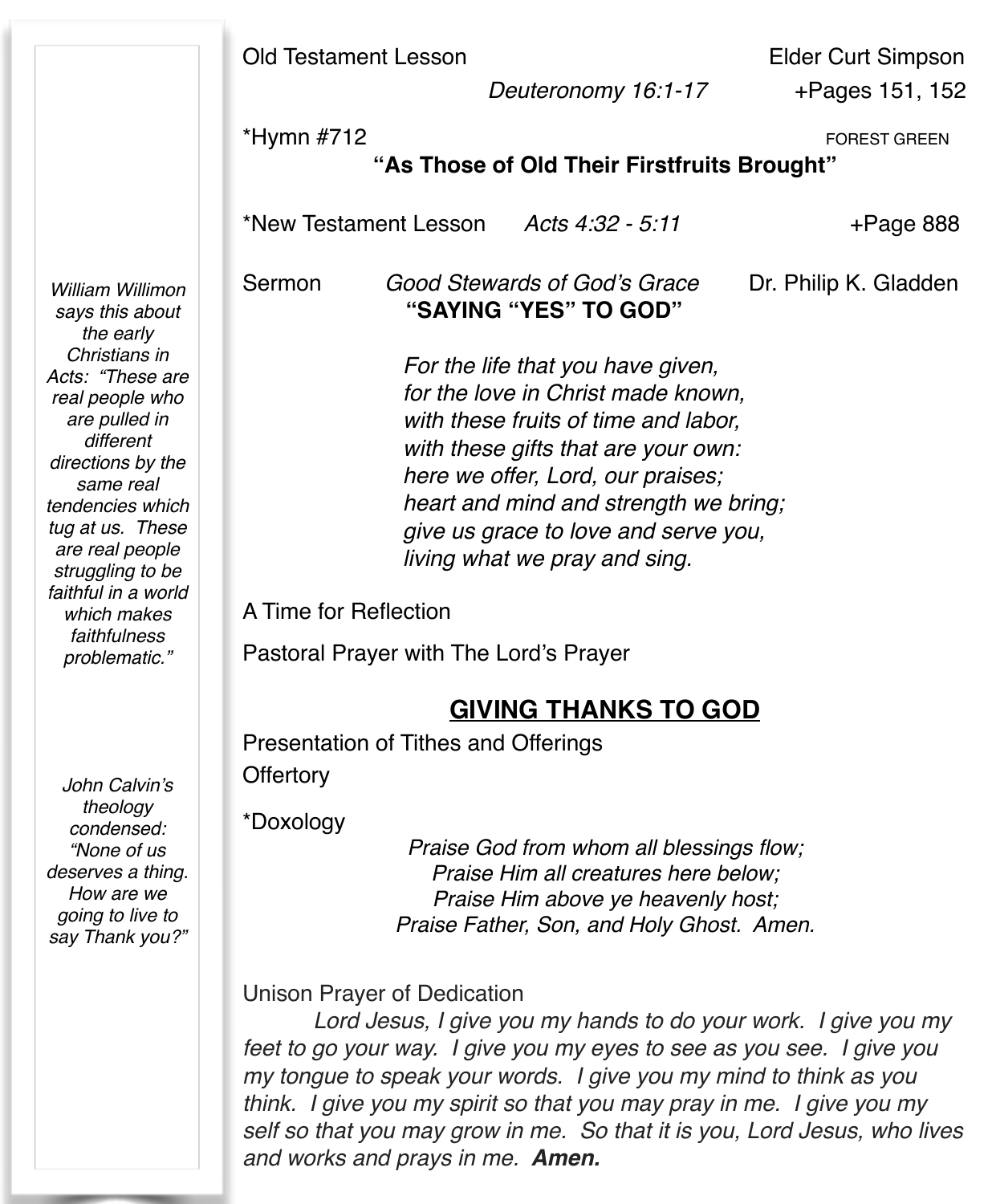Old Testament Lesson Elder Curt Simpson

*Deuteronomy 16:1-17* +Pages 151, 152

*Hymn #712 FOREST GREEN

**"As Those of Old Their Firstfruits Brought"**

*New Testament Lesson *Acts 4:32 - 5:11* +Page 888

Sermon *Good Stewards of God's Grace* Dr. Philip K. Gladden

**"SAYING "YES" TO GOD"**

*For the life that you have given,*
*for the love in Christ made known,*
*with these fruits of time and labor,*
*with these gifts that are your own:*
*here we offer, Lord, our praises;*
*heart and mind and strength we bring;*
*give us grace to love and serve you,*
*living what we pray and sing.*

A Time for Reflection

Pastoral Prayer with The Lord's Prayer

## GIVING THANKS TO GOD

Presentation of Tithes and Offerings

Offertory

*Doxology

*Praise God from whom all blessings flow;*
*Praise Him all creatures here below;*
*Praise Him above ye heavenly host;*
*Praise Father, Son, and Holy Ghost. Amen.*

Unison Prayer of Dedication

*Lord Jesus, I give you my hands to do your work. I give you my feet to go your way. I give you my eyes to see as you see. I give you my tongue to speak your words. I give you my mind to think as you think. I give you my spirit so that you may pray in me. I give you my self so that you may grow in me. So that it is you, Lord Jesus, who lives and works and prays in me.* ***Amen.***

*William Willimon says this about the early Christians in Acts: "These are real people who are pulled in different directions by the same real tendencies which tug at us. These are real people struggling to be faithful in a world which makes faithfulness problematic."*

*John Calvin's theology condensed: "None of us deserves a thing. How are we going to live to say Thank you?"*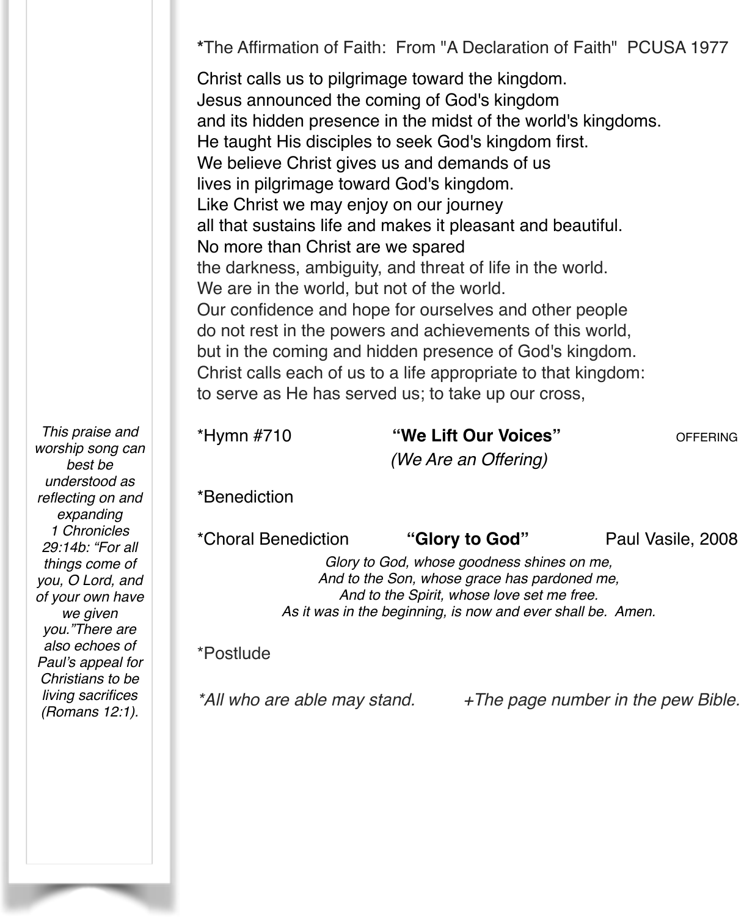**\***The Affirmation of Faith:  From "A Declaration of Faith"  PCUSA 1977

Christ calls us to pilgrimage toward the kingdom.
Jesus announced the coming of God's kingdom
and its hidden presence in the midst of the world's kingdoms.
He taught His disciples to seek God's kingdom first.
We believe Christ gives us and demands of us
lives in pilgrimage toward God's kingdom.
Like Christ we may enjoy on our journey
all that sustains life and makes it pleasant and beautiful.
No more than Christ are we spared
the darkness, ambiguity, and threat of life in the world.
We are in the world, but not of the world.
Our confidence and hope for ourselves and other people
do not rest in the powers and achievements of this world,
but in the coming and hidden presence of God's kingdom.
Christ calls each of us to a life appropriate to that kingdom:
to serve as He has served us; to take up our cross,

*Hymn #710 **"We Lift Our Voices"** OFFERING
*(We Are an Offering)*

*This praise and worship song can best be understood as reflecting on and expanding 1 Chronicles 29:14b: "For all things come of you, O Lord, and of your own have we given you."There are also echoes of Paul's appeal for Christians to be living sacrifices (Romans 12:1).*

*Benediction

*Choral Benediction **"Glory to God"** Paul Vasile, 2008

*Glory to God, whose goodness shines on me,*
*And to the Son, whose grace has pardoned me,*
*And to the Spirit, whose love set me free.*
*As it was in the beginning, is now and ever shall be.  Amen.*

*Postlude

*\*All who are able may stand.* *+The page number in the pew Bible.*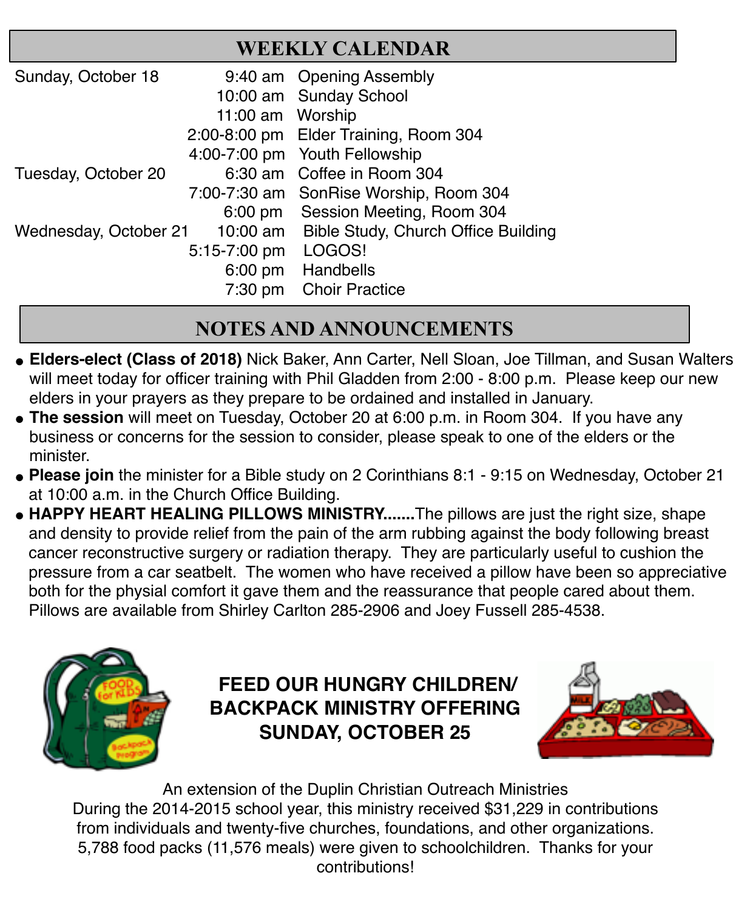## WEEKLY CALENDAR

| | | |
|---|---|---|
| Sunday, October 18 | 9:40 am | Opening Assembly |
| | 10:00 am | Sunday School |
| | 11:00 am | Worship |
| | 2:00-8:00 pm | Elder Training, Room 304 |
| | 4:00-7:00 pm | Youth Fellowship |
| Tuesday, October 20 | 6:30 am | Coffee in Room 304 |
| | 7:00-7:30 am | SonRise Worship, Room 304 |
| | 6:00 pm | Session Meeting, Room 304 |
| Wednesday, October 21 | 10:00 am | Bible Study, Church Office Building |
| | 5:15-7:00 pm | LOGOS! |
| | 6:00 pm | Handbells |
| | 7:30 pm | Choir Practice |

## NOTES AND ANNOUNCEMENTS

- **Elders-elect (Class of 2018)** Nick Baker, Ann Carter, Nell Sloan, Joe Tillman, and Susan Walters will meet today for officer training with Phil Gladden from 2:00 - 8:00 p.m. Please keep our new elders in your prayers as they prepare to be ordained and installed in January.
- **The session** will meet on Tuesday, October 20 at 6:00 p.m. in Room 304. If you have any business or concerns for the session to consider, please speak to one of the elders or the minister.
- **Please join** the minister for a Bible study on 2 Corinthians 8:1 - 9:15 on Wednesday, October 21 at 10:00 a.m. in the Church Office Building.
- **HAPPY HEART HEALING PILLOWS MINISTRY.......**The pillows are just the right size, shape and density to provide relief from the pain of the arm rubbing against the body following breast cancer reconstructive surgery or radiation therapy. They are particularly useful to cushion the pressure from a car seatbelt. The women who have received a pillow have been so appreciative both for the physial comfort it gave them and the reassurance that people cared about them. Pillows are available from Shirley Carlton 285-2906 and Joey Fussell 285-4538.

**FEED OUR HUNGRY CHILDREN/ BACKPACK MINISTRY OFFERING SUNDAY, OCTOBER 25**

An extension of the Duplin Christian Outreach Ministries
During the 2014-2015 school year, this ministry received $31,229 in contributions from individuals and twenty-five churches, foundations, and other organizations. 5,788 food packs (11,576 meals) were given to schoolchildren. Thanks for your contributions!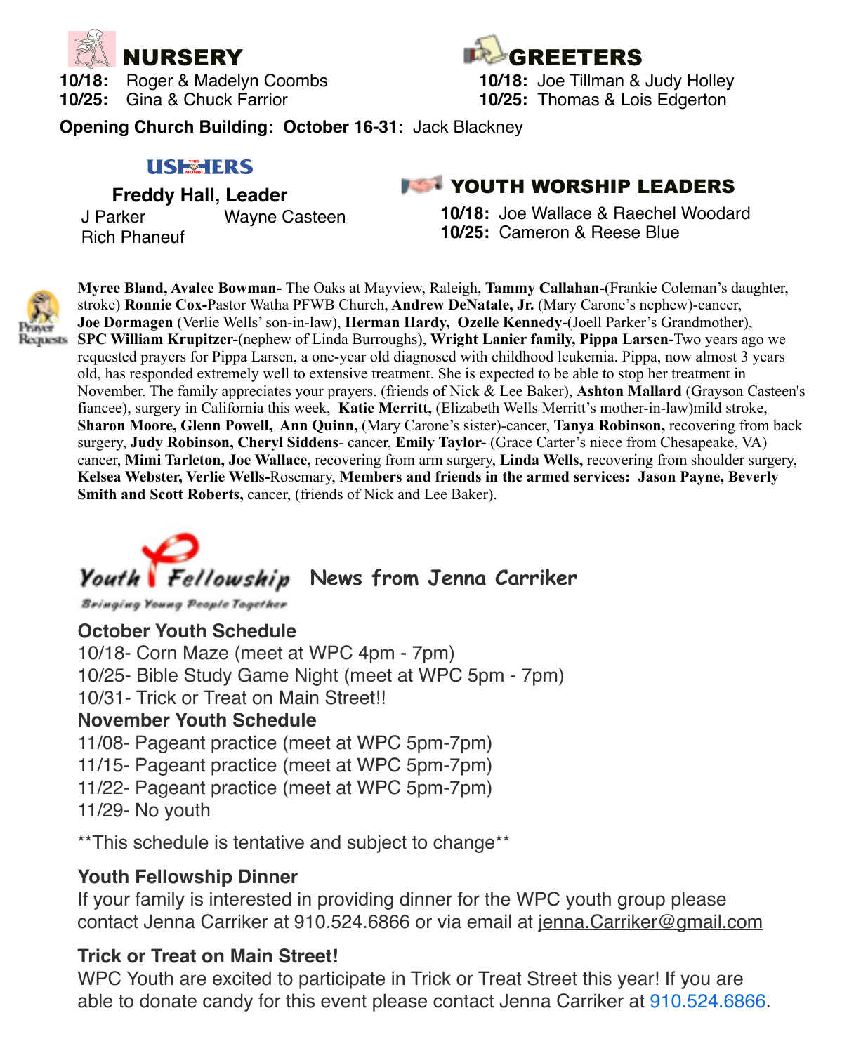## NURSERY

**10/18:** Roger & Madelyn Coombs
**10/25:** Gina & Chuck Farrior

## GREETERS

**10/18:** Joe Tillman & Judy Holley
**10/25:** Thomas & Lois Edgerton

**Opening Church Building: October 16-31:** Jack Blackney

## USHERS

**Freddy Hall, Leader**

J Parker
Wayne Casteen
Rich Phaneuf

## YOUTH WORSHIP LEADERS

**10/18:** Joe Wallace & Raechel Woodard
**10/25:** Cameron & Reese Blue

## Prayer Requests

**Myree Bland, Avalee Bowman-** The Oaks at Mayview, Raleigh, **Tammy Callahan-**(Frankie Coleman's daughter, stroke) **Ronnie Cox-**Pastor Watha PFWB Church, **Andrew DeNatale, Jr.** (Mary Carone's nephew)-cancer, **Joe Dormagen** (Verlie Wells' son-in-law), **Herman Hardy, Ozelle Kennedy-**(Joell Parker's Grandmother), **SPC William Krupitzer-**(nephew of Linda Burroughs), **Wright Lanier family, Pippa Larsen-**Two years ago we requested prayers for Pippa Larsen, a one-year old diagnosed with childhood leukemia. Pippa, now almost 3 years old, has responded extremely well to extensive treatment. She is expected to be able to stop her treatment in November. The family appreciates your prayers. (friends of Nick & Lee Baker), **Ashton Mallard** (Grayson Casteen's fiancee), surgery in California this week, **Katie Merritt,** (Elizabeth Wells Merritt's mother-in-law)mild stroke, **Sharon Moore, Glenn Powell, Ann Quinn,** (Mary Carone's sister)-cancer, **Tanya Robinson,** recovering from back surgery, **Judy Robinson, Cheryl Siddens**- cancer, **Emily Taylor-** (Grace Carter's niece from Chesapeake, VA) cancer, **Mimi Tarleton, Joe Wallace,** recovering from arm surgery, **Linda Wells,** recovering from shoulder surgery, **Kelsea Webster, Verlie Wells-**Rosemary, **Members and friends in the armed services: Jason Payne, Beverly Smith and Scott Roberts,** cancer, (friends of Nick and Lee Baker).

## Youth Fellowship — News from Jenna Carriker

*Bringing Young People Together*

**October Youth Schedule**

10/18- Corn Maze (meet at WPC 4pm - 7pm)
10/25- Bible Study Game Night (meet at WPC 5pm - 7pm)
10/31- Trick or Treat on Main Street!!

**November Youth Schedule**

11/08- Pageant practice (meet at WPC 5pm-7pm)
11/15- Pageant practice (meet at WPC 5pm-7pm)
11/22- Pageant practice (meet at WPC 5pm-7pm)
11/29- No youth

**This schedule is tentative and subject to change**

**Youth Fellowship Dinner**

If your family is interested in providing dinner for the WPC youth group please contact Jenna Carriker at 910.524.6866 or via email at jenna.Carriker@gmail.com

**Trick or Treat on Main Street!**

WPC Youth are excited to participate in Trick or Treat Street this year! If you are able to donate candy for this event please contact Jenna Carriker at 910.524.6866.